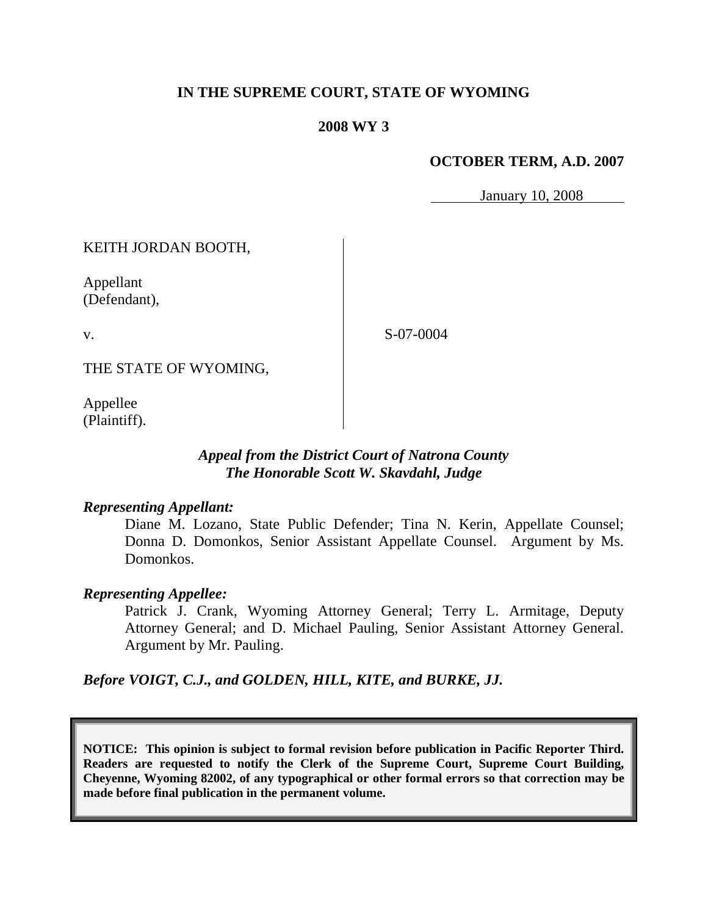**IN THE SUPREME COURT, STATE OF WYOMING**

**2008 WY 3**

**OCTOBER TERM, A.D. 2007**

January 10, 2008

KEITH JORDAN BOOTH,

Appellant
(Defendant),

v.

S-07-0004

THE STATE OF WYOMING,

Appellee
(Plaintiff).

***Appeal from the District Court of Natrona County***
***The Honorable Scott W. Skavdahl, Judge***

***Representing Appellant:***

Diane M. Lozano, State Public Defender; Tina N. Kerin, Appellate Counsel; Donna D. Domonkos, Senior Assistant Appellate Counsel. Argument by Ms. Domonkos.

***Representing Appellee:***

Patrick J. Crank, Wyoming Attorney General; Terry L. Armitage, Deputy Attorney General; and D. Michael Pauling, Senior Assistant Attorney General. Argument by Mr. Pauling.

***Before VOIGT, C.J., and GOLDEN, HILL, KITE, and BURKE, JJ.***

**NOTICE: This opinion is subject to formal revision before publication in Pacific Reporter Third. Readers are requested to notify the Clerk of the Supreme Court, Supreme Court Building, Cheyenne, Wyoming 82002, of any typographical or other formal errors so that correction may be made before final publication in the permanent volume.**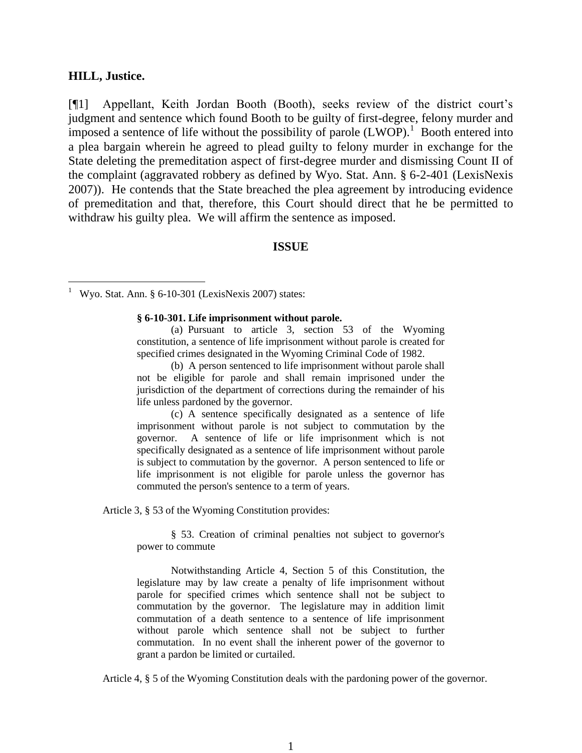**HILL, Justice.**

[¶1] Appellant, Keith Jordan Booth (Booth), seeks review of the district court's judgment and sentence which found Booth to be guilty of first-degree, felony murder and imposed a sentence of life without the possibility of parole (LWOP).[1] Booth entered into a plea bargain wherein he agreed to plead guilty to felony murder in exchange for the State deleting the premeditation aspect of first-degree murder and dismissing Count II of the complaint (aggravated robbery as defined by Wyo. Stat. Ann. § 6-2-401 (LexisNexis 2007)). He contends that the State breached the plea agreement by introducing evidence of premeditation and that, therefore, this Court should direct that he be permitted to withdraw his guilty plea. We will affirm the sentence as imposed.

## ISSUE

---

[1] Wyo. Stat. Ann. § 6-10-301 (LexisNexis 2007) states:

> **§ 6-10-301. Life imprisonment without parole.**
>
> (a) Pursuant to article 3, section 53 of the Wyoming constitution, a sentence of life imprisonment without parole is created for specified crimes designated in the Wyoming Criminal Code of 1982.
>
> (b) A person sentenced to life imprisonment without parole shall not be eligible for parole and shall remain imprisoned under the jurisdiction of the department of corrections during the remainder of his life unless pardoned by the governor.
>
> (c) A sentence specifically designated as a sentence of life imprisonment without parole is not subject to commutation by the governor. A sentence of life or life imprisonment which is not specifically designated as a sentence of life imprisonment without parole is subject to commutation by the governor. A person sentenced to life or life imprisonment is not eligible for parole unless the governor has commuted the person's sentence to a term of years.

Article 3, § 53 of the Wyoming Constitution provides:

> § 53. Creation of criminal penalties not subject to governor's power to commute
>
> Notwithstanding Article 4, Section 5 of this Constitution, the legislature may by law create a penalty of life imprisonment without parole for specified crimes which sentence shall not be subject to commutation by the governor. The legislature may in addition limit commutation of a death sentence to a sentence of life imprisonment without parole which sentence shall not be subject to further commutation. In no event shall the inherent power of the governor to grant a pardon be limited or curtailed.

Article 4, § 5 of the Wyoming Constitution deals with the pardoning power of the governor.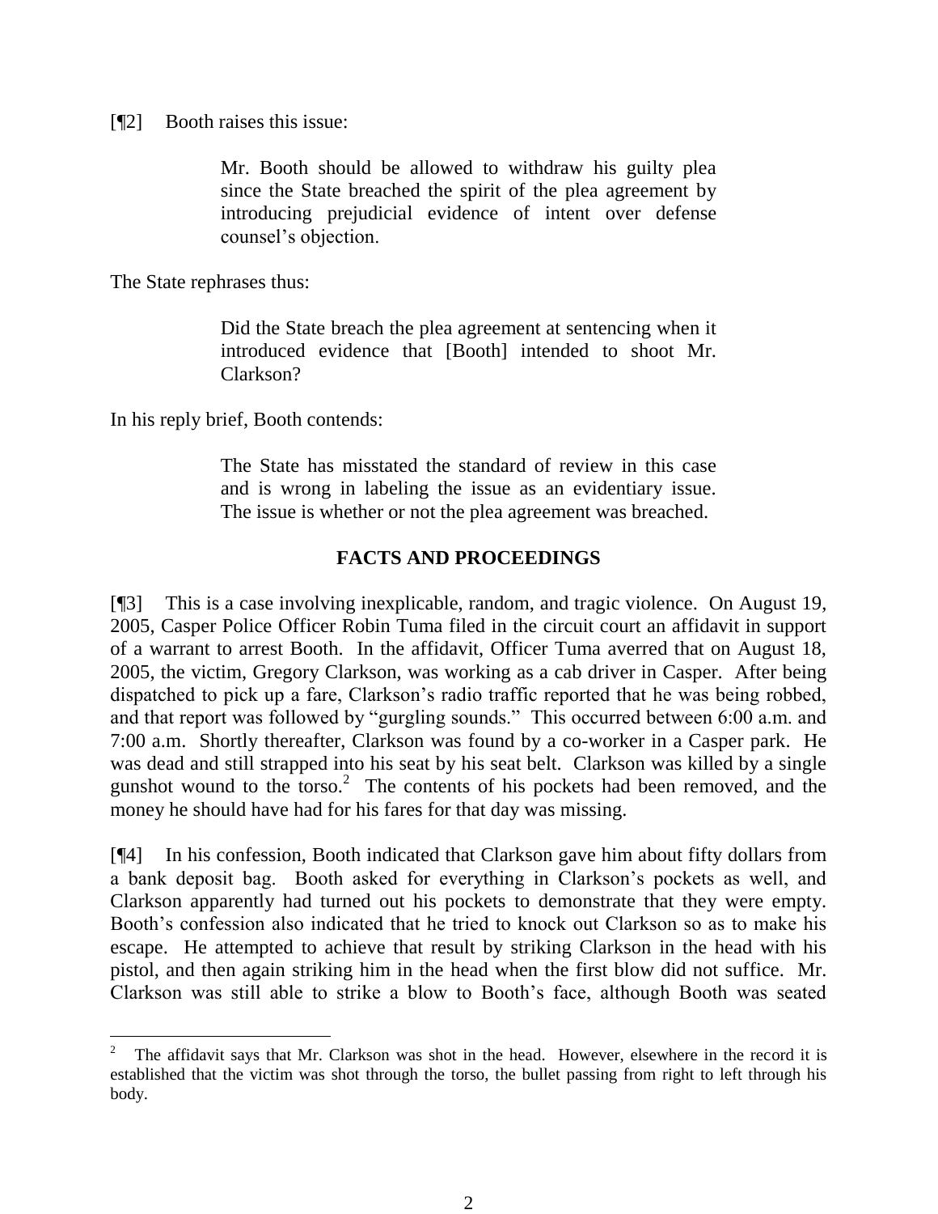[¶2] Booth raises this issue:

> Mr. Booth should be allowed to withdraw his guilty plea since the State breached the spirit of the plea agreement by introducing prejudicial evidence of intent over defense counsel's objection.

The State rephrases thus:

> Did the State breach the plea agreement at sentencing when it introduced evidence that [Booth] intended to shoot Mr. Clarkson?

In his reply brief, Booth contends:

> The State has misstated the standard of review in this case and is wrong in labeling the issue as an evidentiary issue. The issue is whether or not the plea agreement was breached.

## FACTS AND PROCEEDINGS

[¶3] This is a case involving inexplicable, random, and tragic violence. On August 19, 2005, Casper Police Officer Robin Tuma filed in the circuit court an affidavit in support of a warrant to arrest Booth. In the affidavit, Officer Tuma averred that on August 18, 2005, the victim, Gregory Clarkson, was working as a cab driver in Casper. After being dispatched to pick up a fare, Clarkson's radio traffic reported that he was being robbed, and that report was followed by "gurgling sounds." This occurred between 6:00 a.m. and 7:00 a.m. Shortly thereafter, Clarkson was found by a co-worker in a Casper park. He was dead and still strapped into his seat by his seat belt. Clarkson was killed by a single gunshot wound to the torso.[2] The contents of his pockets had been removed, and the money he should have had for his fares for that day was missing.

[¶4] In his confession, Booth indicated that Clarkson gave him about fifty dollars from a bank deposit bag. Booth asked for everything in Clarkson's pockets as well, and Clarkson apparently had turned out his pockets to demonstrate that they were empty. Booth's confession also indicated that he tried to knock out Clarkson so as to make his escape. He attempted to achieve that result by striking Clarkson in the head with his pistol, and then again striking him in the head when the first blow did not suffice. Mr. Clarkson was still able to strike a blow to Booth's face, although Booth was seated

---

[2] The affidavit says that Mr. Clarkson was shot in the head. However, elsewhere in the record it is established that the victim was shot through the torso, the bullet passing from right to left through his body.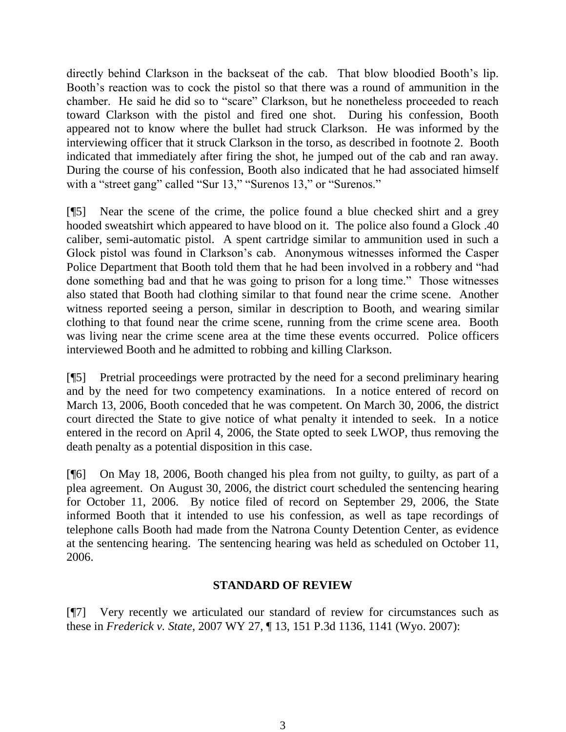directly behind Clarkson in the backseat of the cab. That blow bloodied Booth's lip. Booth's reaction was to cock the pistol so that there was a round of ammunition in the chamber. He said he did so to "scare" Clarkson, but he nonetheless proceeded to reach toward Clarkson with the pistol and fired one shot. During his confession, Booth appeared not to know where the bullet had struck Clarkson. He was informed by the interviewing officer that it struck Clarkson in the torso, as described in footnote 2. Booth indicated that immediately after firing the shot, he jumped out of the cab and ran away. During the course of his confession, Booth also indicated that he had associated himself with a "street gang" called "Sur 13," "Surenos 13," or "Surenos."

[¶5] Near the scene of the crime, the police found a blue checked shirt and a grey hooded sweatshirt which appeared to have blood on it. The police also found a Glock .40 caliber, semi-automatic pistol. A spent cartridge similar to ammunition used in such a Glock pistol was found in Clarkson's cab. Anonymous witnesses informed the Casper Police Department that Booth told them that he had been involved in a robbery and "had done something bad and that he was going to prison for a long time." Those witnesses also stated that Booth had clothing similar to that found near the crime scene. Another witness reported seeing a person, similar in description to Booth, and wearing similar clothing to that found near the crime scene, running from the crime scene area. Booth was living near the crime scene area at the time these events occurred. Police officers interviewed Booth and he admitted to robbing and killing Clarkson.

[¶5] Pretrial proceedings were protracted by the need for a second preliminary hearing and by the need for two competency examinations. In a notice entered of record on March 13, 2006, Booth conceded that he was competent. On March 30, 2006, the district court directed the State to give notice of what penalty it intended to seek. In a notice entered in the record on April 4, 2006, the State opted to seek LWOP, thus removing the death penalty as a potential disposition in this case.

[¶6] On May 18, 2006, Booth changed his plea from not guilty, to guilty, as part of a plea agreement. On August 30, 2006, the district court scheduled the sentencing hearing for October 11, 2006. By notice filed of record on September 29, 2006, the State informed Booth that it intended to use his confession, as well as tape recordings of telephone calls Booth had made from the Natrona County Detention Center, as evidence at the sentencing hearing. The sentencing hearing was held as scheduled on October 11, 2006.

## STANDARD OF REVIEW

[¶7] Very recently we articulated our standard of review for circumstances such as these in *Frederick v. State*, 2007 WY 27, ¶ 13, 151 P.3d 1136, 1141 (Wyo. 2007):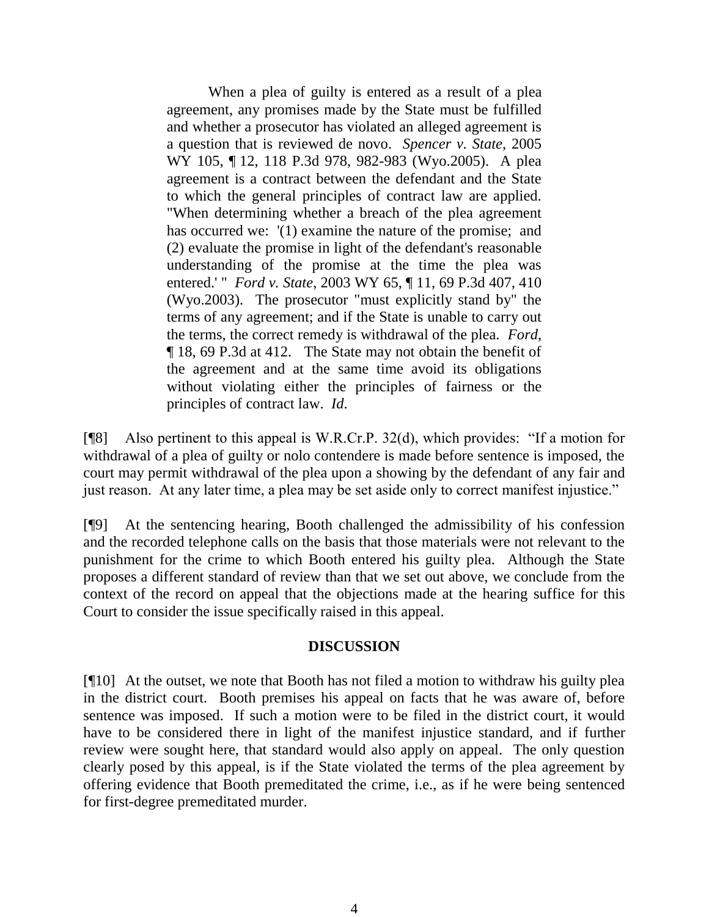> When a plea of guilty is entered as a result of a plea agreement, any promises made by the State must be fulfilled and whether a prosecutor has violated an alleged agreement is a question that is reviewed de novo. *Spencer v. State*, 2005 WY 105, ¶ 12, 118 P.3d 978, 982-983 (Wyo.2005). A plea agreement is a contract between the defendant and the State to which the general principles of contract law are applied. "When determining whether a breach of the plea agreement has occurred we: '(1) examine the nature of the promise; and (2) evaluate the promise in light of the defendant's reasonable understanding of the promise at the time the plea was entered.' " *Ford v. State*, 2003 WY 65, ¶ 11, 69 P.3d 407, 410 (Wyo.2003). The prosecutor "must explicitly stand by" the terms of any agreement; and if the State is unable to carry out the terms, the correct remedy is withdrawal of the plea. *Ford*, ¶ 18, 69 P.3d at 412. The State may not obtain the benefit of the agreement and at the same time avoid its obligations without violating either the principles of fairness or the principles of contract law. *Id*.

[¶8] Also pertinent to this appeal is W.R.Cr.P. 32(d), which provides: "If a motion for withdrawal of a plea of guilty or nolo contendere is made before sentence is imposed, the court may permit withdrawal of the plea upon a showing by the defendant of any fair and just reason. At any later time, a plea may be set aside only to correct manifest injustice."

[¶9] At the sentencing hearing, Booth challenged the admissibility of his confession and the recorded telephone calls on the basis that those materials were not relevant to the punishment for the crime to which Booth entered his guilty plea. Although the State proposes a different standard of review than that we set out above, we conclude from the context of the record on appeal that the objections made at the hearing suffice for this Court to consider the issue specifically raised in this appeal.

## DISCUSSION

[¶10] At the outset, we note that Booth has not filed a motion to withdraw his guilty plea in the district court. Booth premises his appeal on facts that he was aware of, before sentence was imposed. If such a motion were to be filed in the district court, it would have to be considered there in light of the manifest injustice standard, and if further review were sought here, that standard would also apply on appeal. The only question clearly posed by this appeal, is if the State violated the terms of the plea agreement by offering evidence that Booth premeditated the crime, i.e., as if he were being sentenced for first-degree premeditated murder.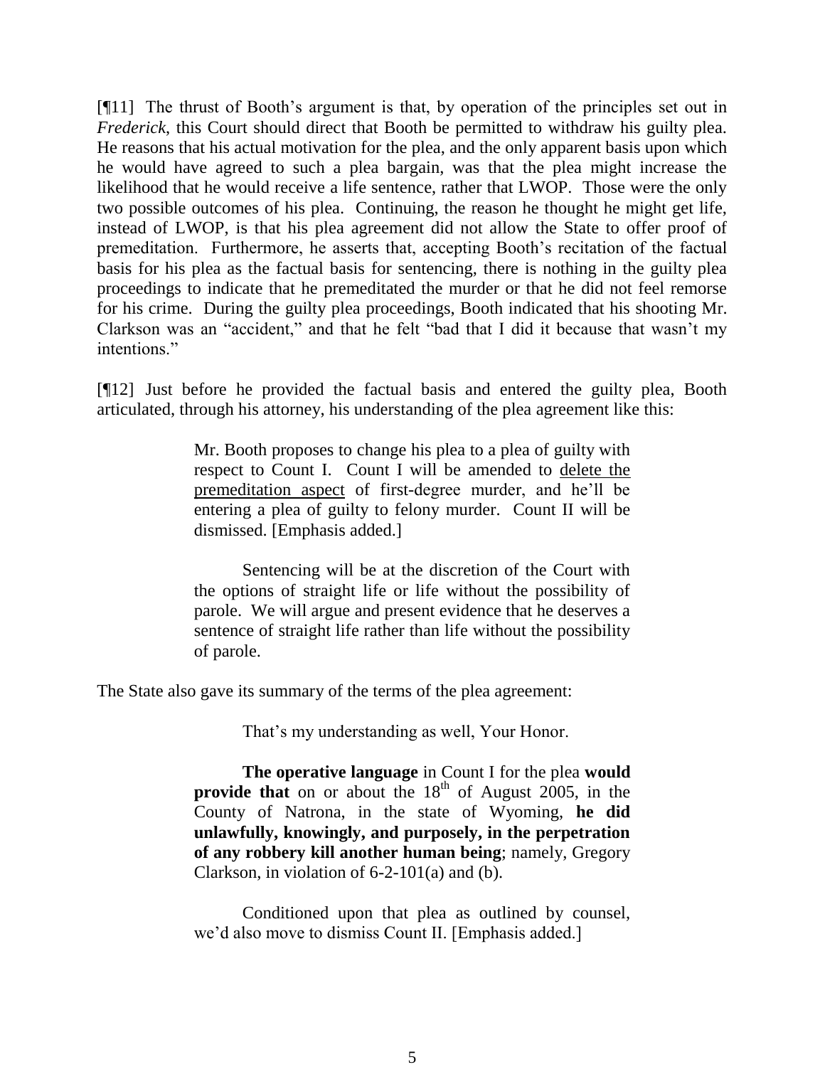[¶11] The thrust of Booth's argument is that, by operation of the principles set out in *Frederick*, this Court should direct that Booth be permitted to withdraw his guilty plea. He reasons that his actual motivation for the plea, and the only apparent basis upon which he would have agreed to such a plea bargain, was that the plea might increase the likelihood that he would receive a life sentence, rather that LWOP. Those were the only two possible outcomes of his plea. Continuing, the reason he thought he might get life, instead of LWOP, is that his plea agreement did not allow the State to offer proof of premeditation. Furthermore, he asserts that, accepting Booth's recitation of the factual basis for his plea as the factual basis for sentencing, there is nothing in the guilty plea proceedings to indicate that he premeditated the murder or that he did not feel remorse for his crime. During the guilty plea proceedings, Booth indicated that his shooting Mr. Clarkson was an "accident," and that he felt "bad that I did it because that wasn't my intentions."

[¶12] Just before he provided the factual basis and entered the guilty plea, Booth articulated, through his attorney, his understanding of the plea agreement like this:

> Mr. Booth proposes to change his plea to a plea of guilty with respect to Count I. Count I will be amended to <u>delete the premeditation aspect</u> of first-degree murder, and he'll be entering a plea of guilty to felony murder. Count II will be dismissed. [Emphasis added.]
>
> Sentencing will be at the discretion of the Court with the options of straight life or life without the possibility of parole. We will argue and present evidence that he deserves a sentence of straight life rather than life without the possibility of parole.

The State also gave its summary of the terms of the plea agreement:

> That's my understanding as well, Your Honor.
>
> **The operative language** in Count I for the plea **would provide that** on or about the 18th of August 2005, in the County of Natrona, in the state of Wyoming, **he did unlawfully, knowingly, and purposely, in the perpetration of any robbery kill another human being**; namely, Gregory Clarkson, in violation of 6-2-101(a) and (b).
>
> Conditioned upon that plea as outlined by counsel, we'd also move to dismiss Count II. [Emphasis added.]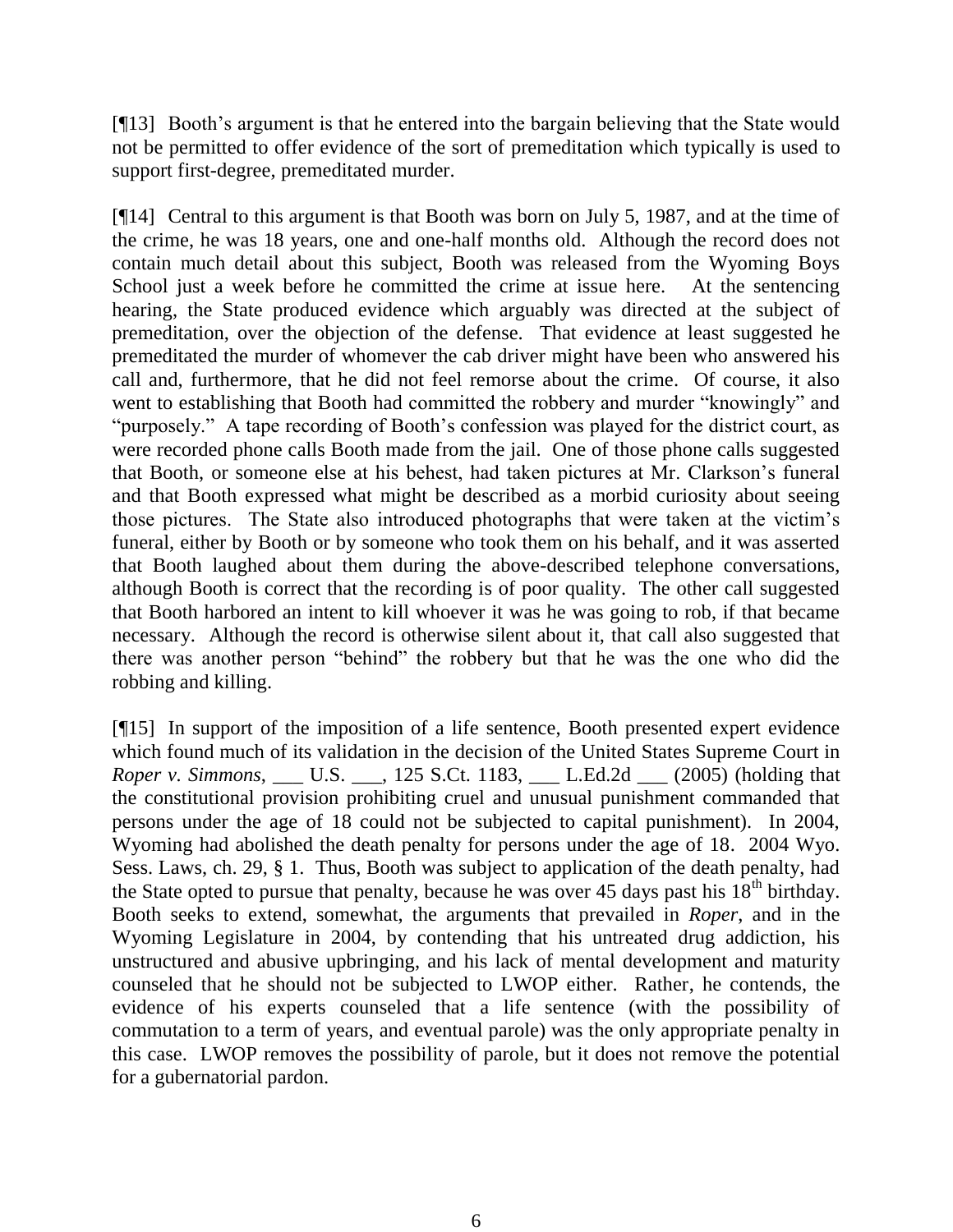[¶13] Booth's argument is that he entered into the bargain believing that the State would not be permitted to offer evidence of the sort of premeditation which typically is used to support first-degree, premeditated murder.

[¶14] Central to this argument is that Booth was born on July 5, 1987, and at the time of the crime, he was 18 years, one and one-half months old. Although the record does not contain much detail about this subject, Booth was released from the Wyoming Boys School just a week before he committed the crime at issue here. At the sentencing hearing, the State produced evidence which arguably was directed at the subject of premeditation, over the objection of the defense. That evidence at least suggested he premeditated the murder of whomever the cab driver might have been who answered his call and, furthermore, that he did not feel remorse about the crime. Of course, it also went to establishing that Booth had committed the robbery and murder "knowingly" and "purposely." A tape recording of Booth's confession was played for the district court, as were recorded phone calls Booth made from the jail. One of those phone calls suggested that Booth, or someone else at his behest, had taken pictures at Mr. Clarkson's funeral and that Booth expressed what might be described as a morbid curiosity about seeing those pictures. The State also introduced photographs that were taken at the victim's funeral, either by Booth or by someone who took them on his behalf, and it was asserted that Booth laughed about them during the above-described telephone conversations, although Booth is correct that the recording is of poor quality. The other call suggested that Booth harbored an intent to kill whoever it was he was going to rob, if that became necessary. Although the record is otherwise silent about it, that call also suggested that there was another person "behind" the robbery but that he was the one who did the robbing and killing.

[¶15] In support of the imposition of a life sentence, Booth presented expert evidence which found much of its validation in the decision of the United States Supreme Court in *Roper v. Simmons*, ___ U.S. ___, 125 S.Ct. 1183, ___ L.Ed.2d ___ (2005) (holding that the constitutional provision prohibiting cruel and unusual punishment commanded that persons under the age of 18 could not be subjected to capital punishment). In 2004, Wyoming had abolished the death penalty for persons under the age of 18. 2004 Wyo. Sess. Laws, ch. 29, § 1. Thus, Booth was subject to application of the death penalty, had the State opted to pursue that penalty, because he was over 45 days past his 18th birthday. Booth seeks to extend, somewhat, the arguments that prevailed in *Roper*, and in the Wyoming Legislature in 2004, by contending that his untreated drug addiction, his unstructured and abusive upbringing, and his lack of mental development and maturity counseled that he should not be subjected to LWOP either. Rather, he contends, the evidence of his experts counseled that a life sentence (with the possibility of commutation to a term of years, and eventual parole) was the only appropriate penalty in this case. LWOP removes the possibility of parole, but it does not remove the potential for a gubernatorial pardon.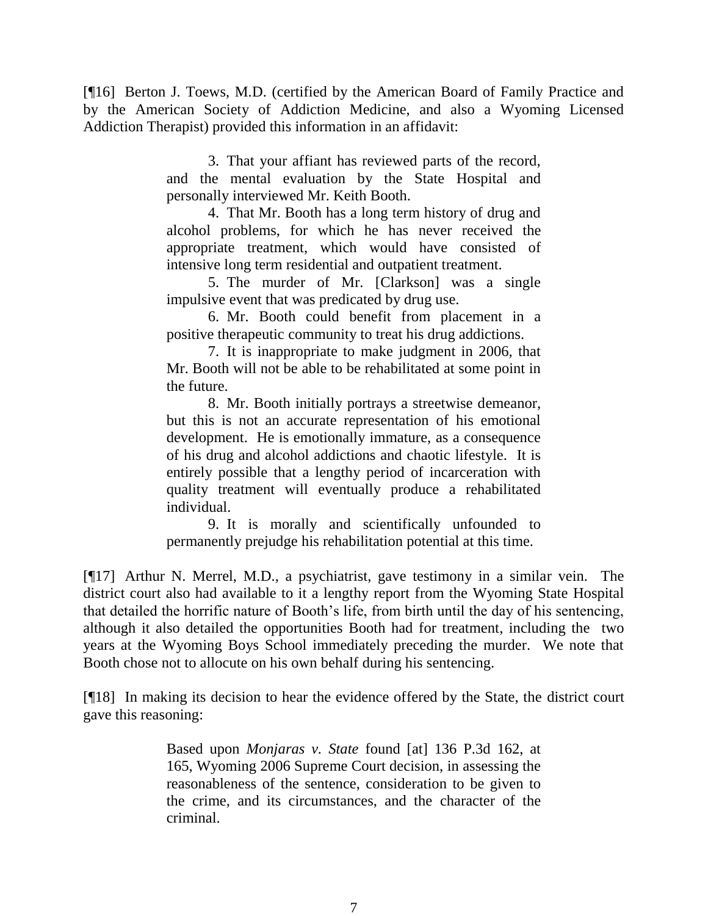[¶16] Berton J. Toews, M.D. (certified by the American Board of Family Practice and by the American Society of Addiction Medicine, and also a Wyoming Licensed Addiction Therapist) provided this information in an affidavit:

> 3. That your affiant has reviewed parts of the record, and the mental evaluation by the State Hospital and personally interviewed Mr. Keith Booth.
>
> 4. That Mr. Booth has a long term history of drug and alcohol problems, for which he has never received the appropriate treatment, which would have consisted of intensive long term residential and outpatient treatment.
>
> 5. The murder of Mr. [Clarkson] was a single impulsive event that was predicated by drug use.
>
> 6. Mr. Booth could benefit from placement in a positive therapeutic community to treat his drug addictions.
>
> 7. It is inappropriate to make judgment in 2006, that Mr. Booth will not be able to be rehabilitated at some point in the future.
>
> 8. Mr. Booth initially portrays a streetwise demeanor, but this is not an accurate representation of his emotional development. He is emotionally immature, as a consequence of his drug and alcohol addictions and chaotic lifestyle. It is entirely possible that a lengthy period of incarceration with quality treatment will eventually produce a rehabilitated individual.
>
> 9. It is morally and scientifically unfounded to permanently prejudge his rehabilitation potential at this time.

[¶17] Arthur N. Merrel, M.D., a psychiatrist, gave testimony in a similar vein. The district court also had available to it a lengthy report from the Wyoming State Hospital that detailed the horrific nature of Booth's life, from birth until the day of his sentencing, although it also detailed the opportunities Booth had for treatment, including the two years at the Wyoming Boys School immediately preceding the murder. We note that Booth chose not to allocute on his own behalf during his sentencing.

[¶18] In making its decision to hear the evidence offered by the State, the district court gave this reasoning:

> Based upon *Monjaras v. State* found [at] 136 P.3d 162, at 165, Wyoming 2006 Supreme Court decision, in assessing the reasonableness of the sentence, consideration to be given to the crime, and its circumstances, and the character of the criminal.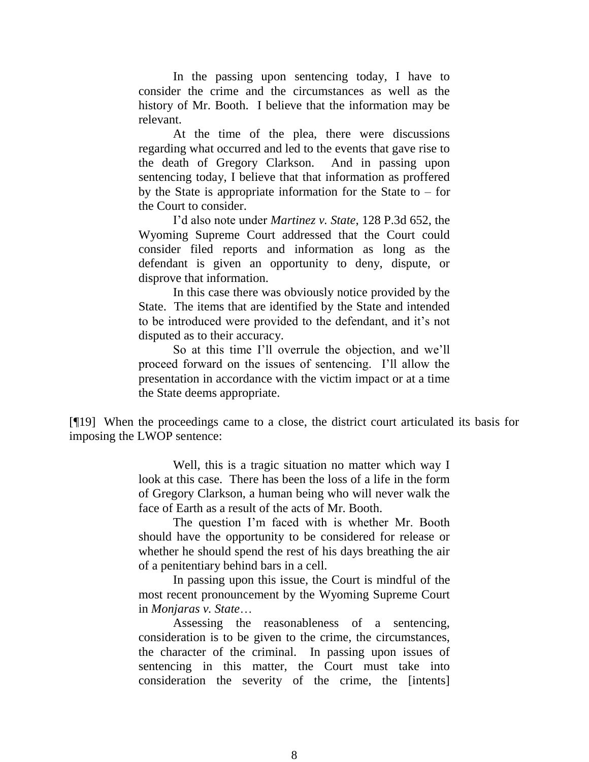> In the passing upon sentencing today, I have to consider the crime and the circumstances as well as the history of Mr. Booth. I believe that the information may be relevant.
>
> At the time of the plea, there were discussions regarding what occurred and led to the events that gave rise to the death of Gregory Clarkson. And in passing upon sentencing today, I believe that that information as proffered by the State is appropriate information for the State to – for the Court to consider.
>
> I'd also note under *Martinez v. State*, 128 P.3d 652, the Wyoming Supreme Court addressed that the Court could consider filed reports and information as long as the defendant is given an opportunity to deny, dispute, or disprove that information.
>
> In this case there was obviously notice provided by the State. The items that are identified by the State and intended to be introduced were provided to the defendant, and it's not disputed as to their accuracy.
>
> So at this time I'll overrule the objection, and we'll proceed forward on the issues of sentencing. I'll allow the presentation in accordance with the victim impact or at a time the State deems appropriate.

[¶19] When the proceedings came to a close, the district court articulated its basis for imposing the LWOP sentence:

> Well, this is a tragic situation no matter which way I look at this case. There has been the loss of a life in the form of Gregory Clarkson, a human being who will never walk the face of Earth as a result of the acts of Mr. Booth.
>
> The question I'm faced with is whether Mr. Booth should have the opportunity to be considered for release or whether he should spend the rest of his days breathing the air of a penitentiary behind bars in a cell.
>
> In passing upon this issue, the Court is mindful of the most recent pronouncement by the Wyoming Supreme Court in *Monjaras v. State*…
>
> Assessing the reasonableness of a sentencing, consideration is to be given to the crime, the circumstances, the character of the criminal. In passing upon issues of sentencing in this matter, the Court must take into consideration the severity of the crime, the [intents]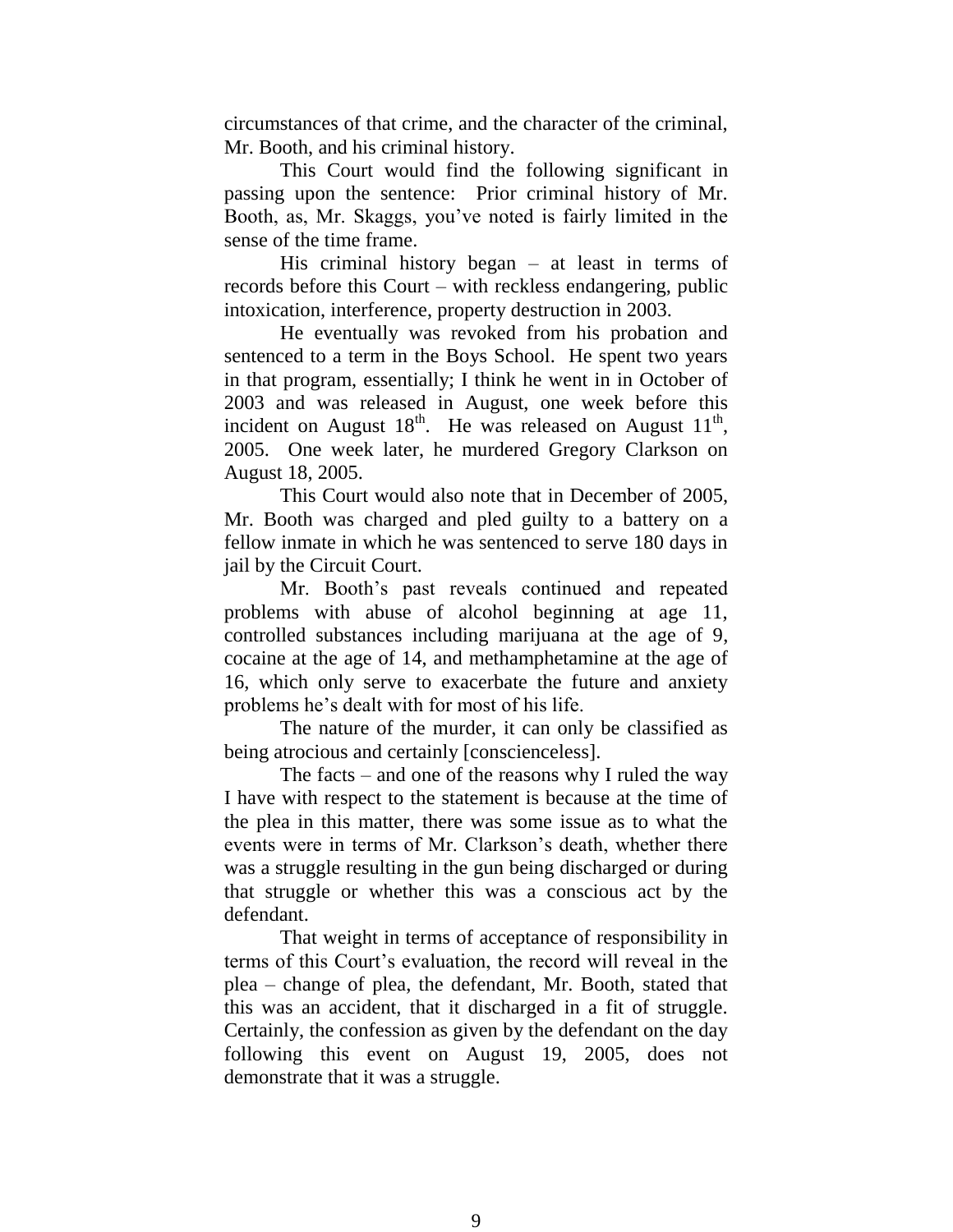circumstances of that crime, and the character of the criminal, Mr. Booth, and his criminal history.

This Court would find the following significant in passing upon the sentence: Prior criminal history of Mr. Booth, as, Mr. Skaggs, you've noted is fairly limited in the sense of the time frame.

His criminal history began – at least in terms of records before this Court – with reckless endangering, public intoxication, interference, property destruction in 2003.

He eventually was revoked from his probation and sentenced to a term in the Boys School. He spent two years in that program, essentially; I think he went in in October of 2003 and was released in August, one week before this incident on August 18th. He was released on August 11th, 2005. One week later, he murdered Gregory Clarkson on August 18, 2005.

This Court would also note that in December of 2005, Mr. Booth was charged and pled guilty to a battery on a fellow inmate in which he was sentenced to serve 180 days in jail by the Circuit Court.

Mr. Booth's past reveals continued and repeated problems with abuse of alcohol beginning at age 11, controlled substances including marijuana at the age of 9, cocaine at the age of 14, and methamphetamine at the age of 16, which only serve to exacerbate the future and anxiety problems he's dealt with for most of his life.

The nature of the murder, it can only be classified as being atrocious and certainly [conscienceless].

The facts – and one of the reasons why I ruled the way I have with respect to the statement is because at the time of the plea in this matter, there was some issue as to what the events were in terms of Mr. Clarkson's death, whether there was a struggle resulting in the gun being discharged or during that struggle or whether this was a conscious act by the defendant.

That weight in terms of acceptance of responsibility in terms of this Court's evaluation, the record will reveal in the plea – change of plea, the defendant, Mr. Booth, stated that this was an accident, that it discharged in a fit of struggle. Certainly, the confession as given by the defendant on the day following this event on August 19, 2005, does not demonstrate that it was a struggle.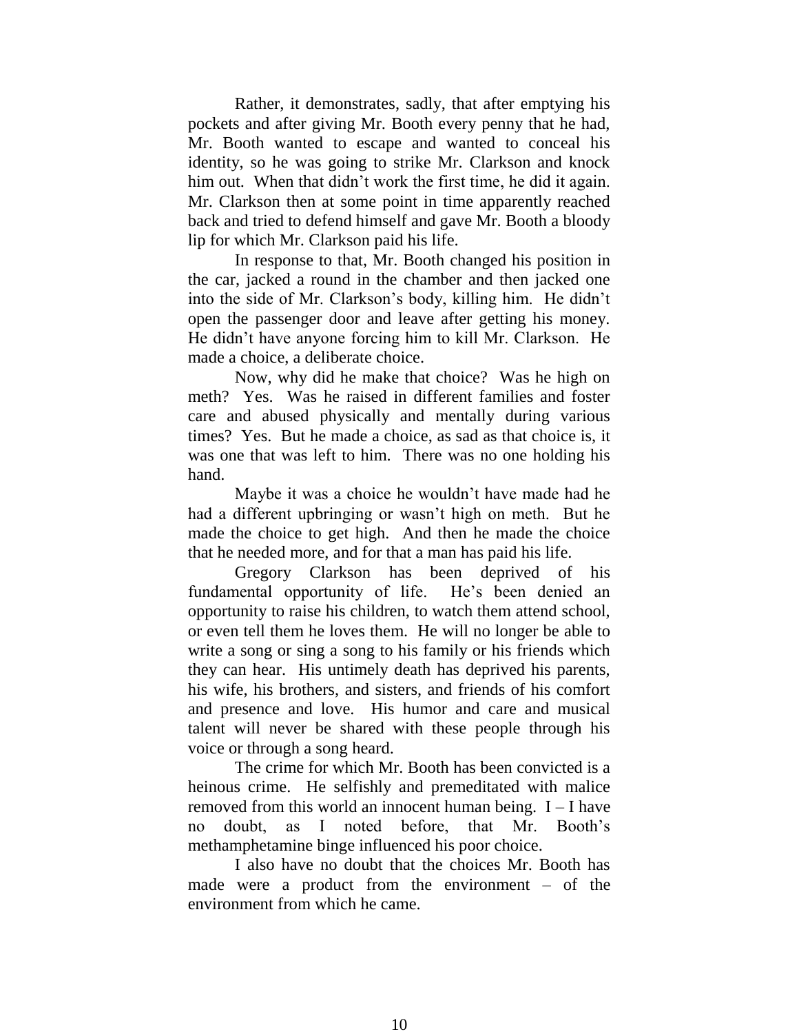Rather, it demonstrates, sadly, that after emptying his pockets and after giving Mr. Booth every penny that he had, Mr. Booth wanted to escape and wanted to conceal his identity, so he was going to strike Mr. Clarkson and knock him out. When that didn't work the first time, he did it again. Mr. Clarkson then at some point in time apparently reached back and tried to defend himself and gave Mr. Booth a bloody lip for which Mr. Clarkson paid his life.

In response to that, Mr. Booth changed his position in the car, jacked a round in the chamber and then jacked one into the side of Mr. Clarkson's body, killing him. He didn't open the passenger door and leave after getting his money. He didn't have anyone forcing him to kill Mr. Clarkson. He made a choice, a deliberate choice.

Now, why did he make that choice? Was he high on meth? Yes. Was he raised in different families and foster care and abused physically and mentally during various times? Yes. But he made a choice, as sad as that choice is, it was one that was left to him. There was no one holding his hand.

Maybe it was a choice he wouldn't have made had he had a different upbringing or wasn't high on meth. But he made the choice to get high. And then he made the choice that he needed more, and for that a man has paid his life.

Gregory Clarkson has been deprived of his fundamental opportunity of life. He's been denied an opportunity to raise his children, to watch them attend school, or even tell them he loves them. He will no longer be able to write a song or sing a song to his family or his friends which they can hear. His untimely death has deprived his parents, his wife, his brothers, and sisters, and friends of his comfort and presence and love. His humor and care and musical talent will never be shared with these people through his voice or through a song heard.

The crime for which Mr. Booth has been convicted is a heinous crime. He selfishly and premeditated with malice removed from this world an innocent human being. I – I have no doubt, as I noted before, that Mr. Booth's methamphetamine binge influenced his poor choice.

I also have no doubt that the choices Mr. Booth has made were a product from the environment – of the environment from which he came.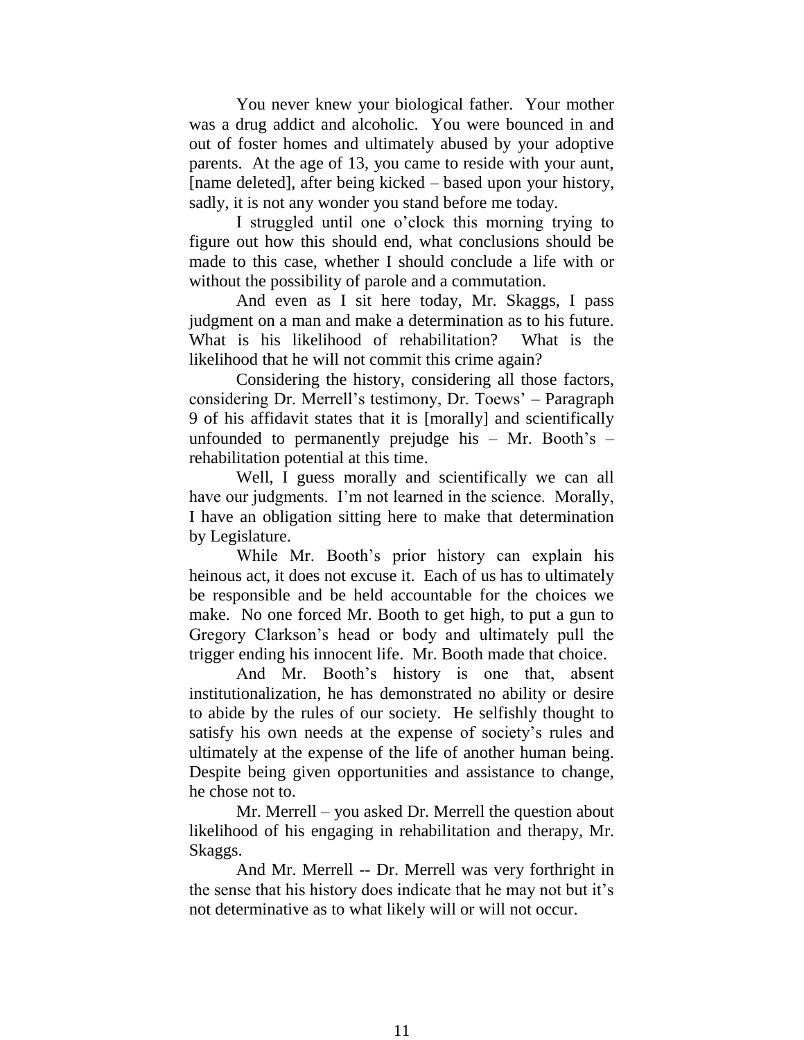You never knew your biological father. Your mother was a drug addict and alcoholic. You were bounced in and out of foster homes and ultimately abused by your adoptive parents. At the age of 13, you came to reside with your aunt, [name deleted], after being kicked – based upon your history, sadly, it is not any wonder you stand before me today.

I struggled until one o'clock this morning trying to figure out how this should end, what conclusions should be made to this case, whether I should conclude a life with or without the possibility of parole and a commutation.

And even as I sit here today, Mr. Skaggs, I pass judgment on a man and make a determination as to his future. What is his likelihood of rehabilitation? What is the likelihood that he will not commit this crime again?

Considering the history, considering all those factors, considering Dr. Merrell's testimony, Dr. Toews' – Paragraph 9 of his affidavit states that it is [morally] and scientifically unfounded to permanently prejudge his – Mr. Booth's – rehabilitation potential at this time.

Well, I guess morally and scientifically we can all have our judgments. I'm not learned in the science. Morally, I have an obligation sitting here to make that determination by Legislature.

While Mr. Booth's prior history can explain his heinous act, it does not excuse it. Each of us has to ultimately be responsible and be held accountable for the choices we make. No one forced Mr. Booth to get high, to put a gun to Gregory Clarkson's head or body and ultimately pull the trigger ending his innocent life. Mr. Booth made that choice.

And Mr. Booth's history is one that, absent institutionalization, he has demonstrated no ability or desire to abide by the rules of our society. He selfishly thought to satisfy his own needs at the expense of society's rules and ultimately at the expense of the life of another human being. Despite being given opportunities and assistance to change, he chose not to.

Mr. Merrell – you asked Dr. Merrell the question about likelihood of his engaging in rehabilitation and therapy, Mr. Skaggs.

And Mr. Merrell -- Dr. Merrell was very forthright in the sense that his history does indicate that he may not but it's not determinative as to what likely will or will not occur.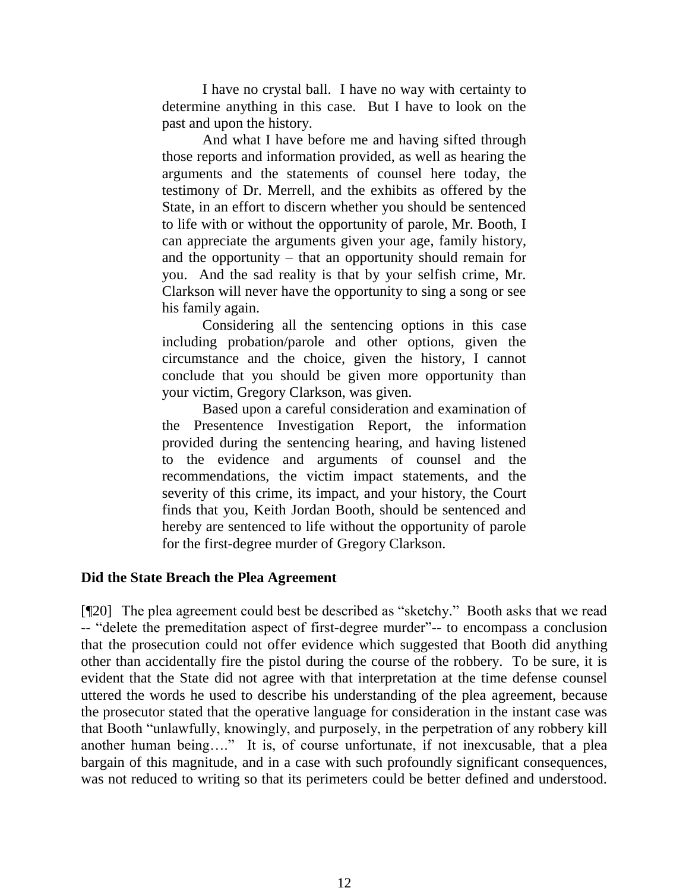> I have no crystal ball. I have no way with certainty to determine anything in this case. But I have to look on the past and upon the history.
>
> And what I have before me and having sifted through those reports and information provided, as well as hearing the arguments and the statements of counsel here today, the testimony of Dr. Merrell, and the exhibits as offered by the State, in an effort to discern whether you should be sentenced to life with or without the opportunity of parole, Mr. Booth, I can appreciate the arguments given your age, family history, and the opportunity – that an opportunity should remain for you. And the sad reality is that by your selfish crime, Mr. Clarkson will never have the opportunity to sing a song or see his family again.
>
> Considering all the sentencing options in this case including probation/parole and other options, given the circumstance and the choice, given the history, I cannot conclude that you should be given more opportunity than your victim, Gregory Clarkson, was given.
>
> Based upon a careful consideration and examination of the Presentence Investigation Report, the information provided during the sentencing hearing, and having listened to the evidence and arguments of counsel and the recommendations, the victim impact statements, and the severity of this crime, its impact, and your history, the Court finds that you, Keith Jordan Booth, should be sentenced and hereby are sentenced to life without the opportunity of parole for the first-degree murder of Gregory Clarkson.

**Did the State Breach the Plea Agreement**

[¶20] The plea agreement could best be described as "sketchy." Booth asks that we read -- "delete the premeditation aspect of first-degree murder"-- to encompass a conclusion that the prosecution could not offer evidence which suggested that Booth did anything other than accidentally fire the pistol during the course of the robbery. To be sure, it is evident that the State did not agree with that interpretation at the time defense counsel uttered the words he used to describe his understanding of the plea agreement, because the prosecutor stated that the operative language for consideration in the instant case was that Booth "unlawfully, knowingly, and purposely, in the perpetration of any robbery kill another human being…." It is, of course unfortunate, if not inexcusable, that a plea bargain of this magnitude, and in a case with such profoundly significant consequences, was not reduced to writing so that its perimeters could be better defined and understood.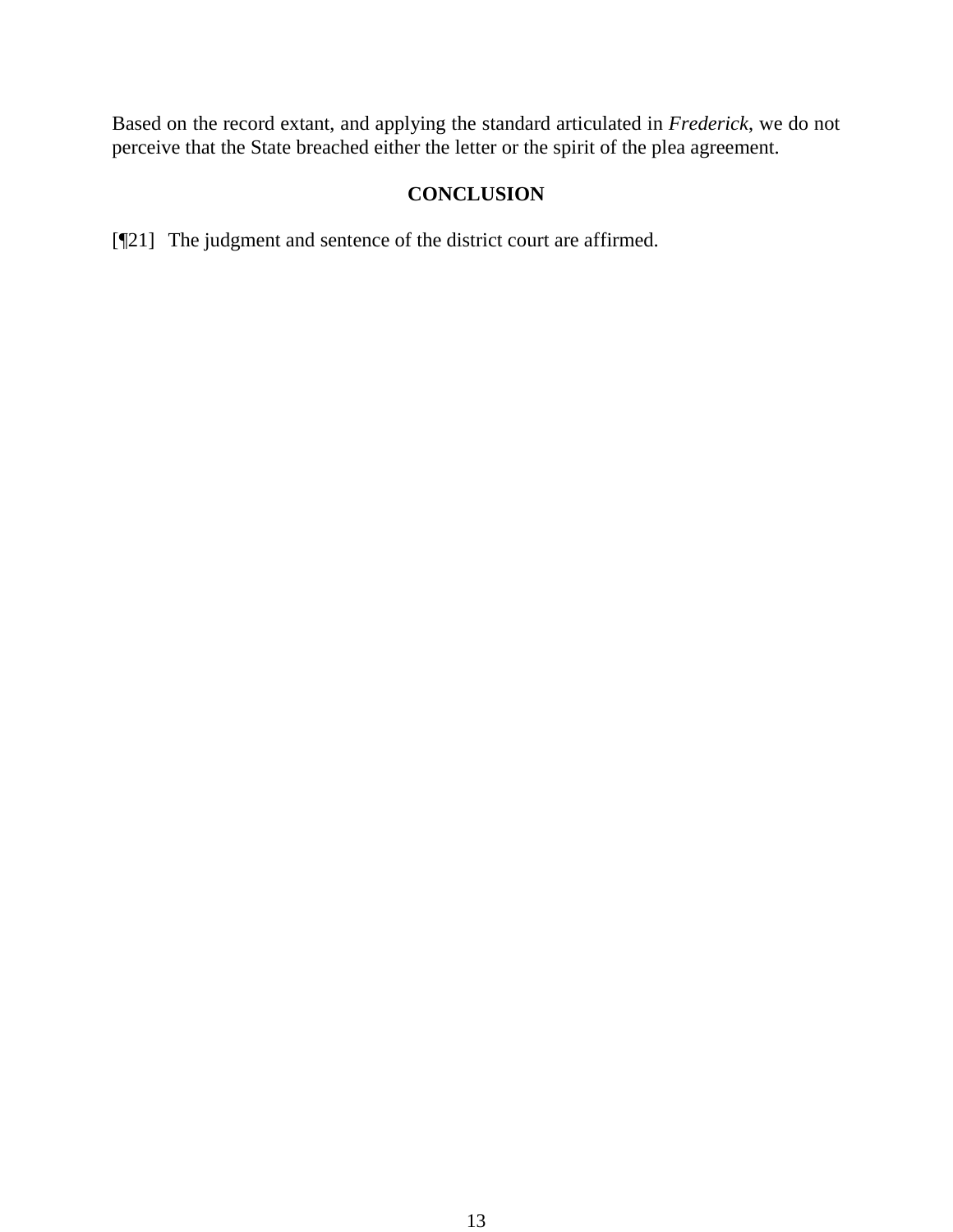Based on the record extant, and applying the standard articulated in *Frederick*, we do not perceive that the State breached either the letter or the spirit of the plea agreement.

## CONCLUSION

[¶21] The judgment and sentence of the district court are affirmed.